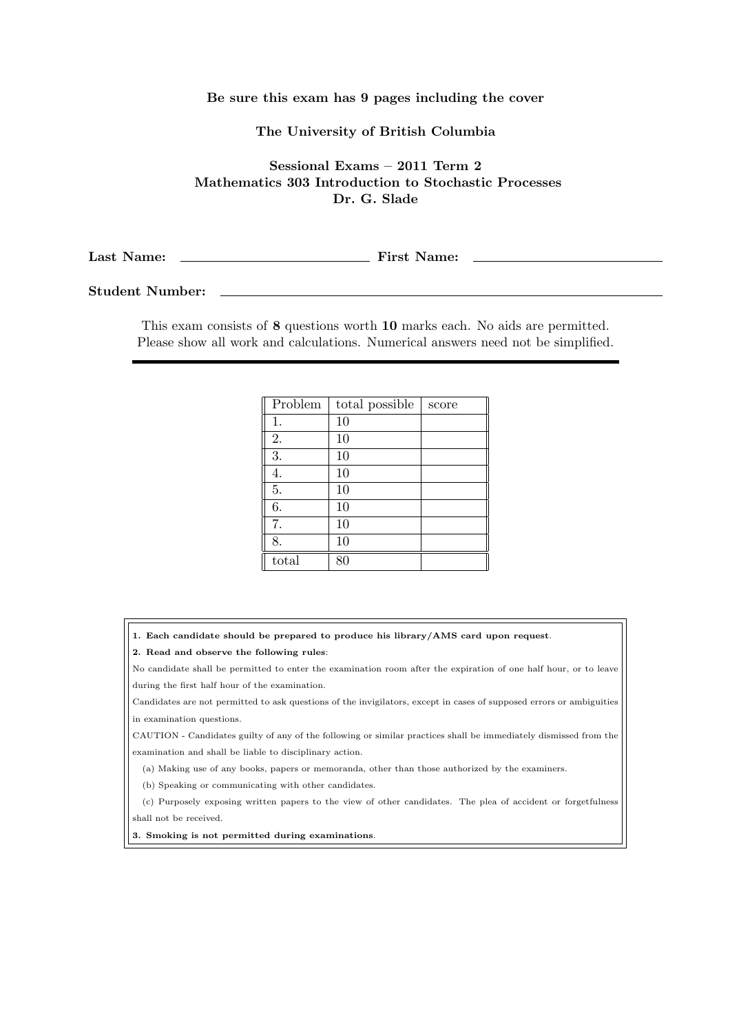**Be sure this exam has 9 pages including the cover**

**The University of British Columbia**

**Sessional Exams – 2011 Term 2**
**Mathematics 303 Introduction to Stochastic Processes**
**Dr. G. Slade**

**Last Name:** ______________________ **First Name:** ______________________

**Student Number:** ______________________________________________

This exam consists of **8** questions worth **10** marks each. No aids are permitted. Please show all work and calculations. Numerical answers need not be simplified.

| Problem | total possible | score |
| --- | --- | --- |
| 1. | 10 | |
| 2. | 10 | |
| 3. | 10 | |
| 4. | 10 | |
| 5. | 10 | |
| 6. | 10 | |
| 7. | 10 | |
| 8. | 10 | |
| total | 80 | |

**1. Each candidate should be prepared to produce his library/AMS card upon request.**

**2. Read and observe the following rules:**

No candidate shall be permitted to enter the examination room after the expiration of one half hour, or to leave during the first half hour of the examination.

Candidates are not permitted to ask questions of the invigilators, except in cases of supposed errors or ambiguities in examination questions.

CAUTION - Candidates guilty of any of the following or similar practices shall be immediately dismissed from the examination and shall be liable to disciplinary action.

(a) Making use of any books, papers or memoranda, other than those authorized by the examiners.

(b) Speaking or communicating with other candidates.

(c) Purposely exposing written papers to the view of other candidates. The plea of accident or forgetfulness shall not be received.

**3. Smoking is not permitted during examinations.**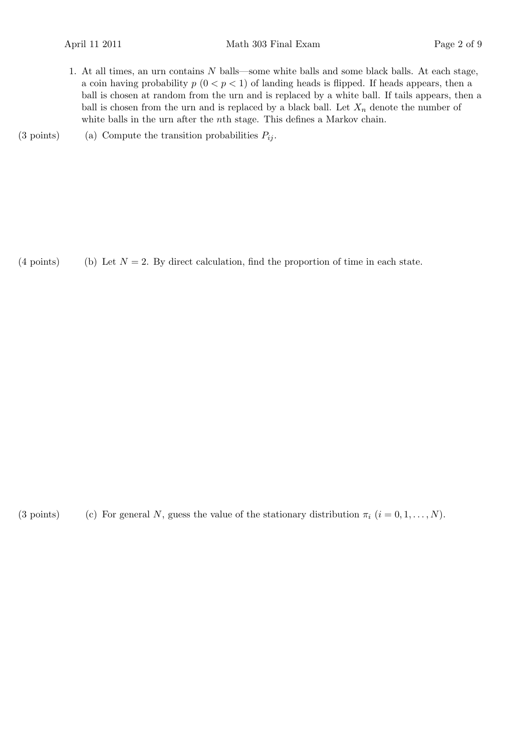1. At all times, an urn contains $N$ balls—some white balls and some black balls. At each stage, a coin having probability $p$ ($0 < p < 1$) of landing heads is flipped. If heads appears, then a ball is chosen at random from the urn and is replaced by a white ball. If tails appears, then a ball is chosen from the urn and is replaced by a black ball. Let $X_n$ denote the number of white balls in the urn after the $n$th stage. This defines a Markov chain.

(3 points) (a) Compute the transition probabilities $P_{ij}$.

(4 points) (b) Let $N = 2$. By direct calculation, find the proportion of time in each state.

(3 points) (c) For general $N$, guess the value of the stationary distribution $\pi_i$ ($i = 0, 1, \ldots, N$).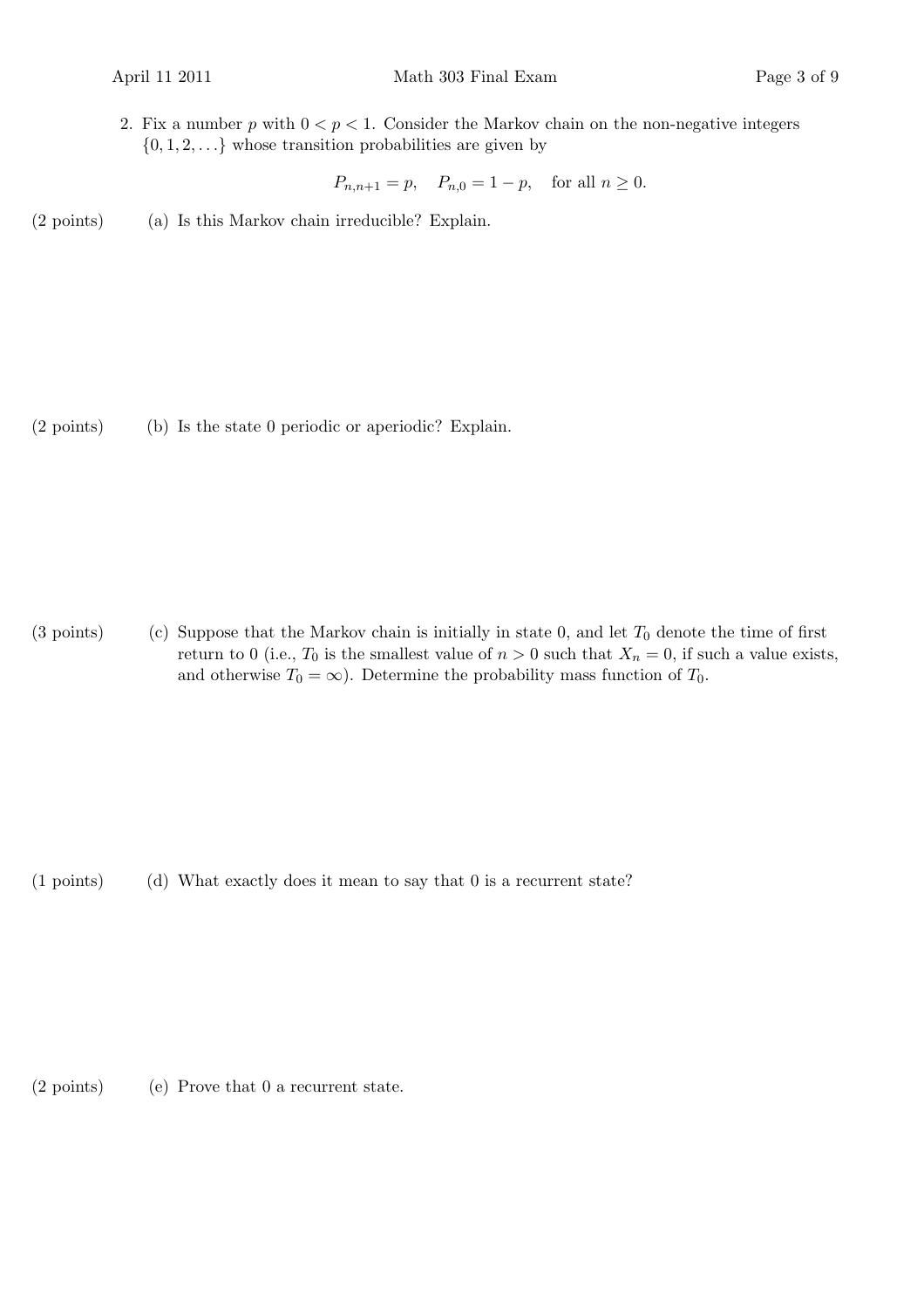2. Fix a number $p$ with $0 < p < 1$. Consider the Markov chain on the non-negative integers $\{0, 1, 2, \ldots\}$ whose transition probabilities are given by

$$P_{n,n+1} = p, \quad P_{n,0} = 1 - p, \quad \text{for all } n \geq 0.$$

(2 points) (a) Is this Markov chain irreducible? Explain.

(2 points) (b) Is the state 0 periodic or aperiodic? Explain.

(3 points) (c) Suppose that the Markov chain is initially in state 0, and let $T_0$ denote the time of first return to 0 (i.e., $T_0$ is the smallest value of $n > 0$ such that $X_n = 0$, if such a value exists, and otherwise $T_0 = \infty$). Determine the probability mass function of $T_0$.

(1 points) (d) What exactly does it mean to say that 0 is a recurrent state?

(2 points) (e) Prove that 0 a recurrent state.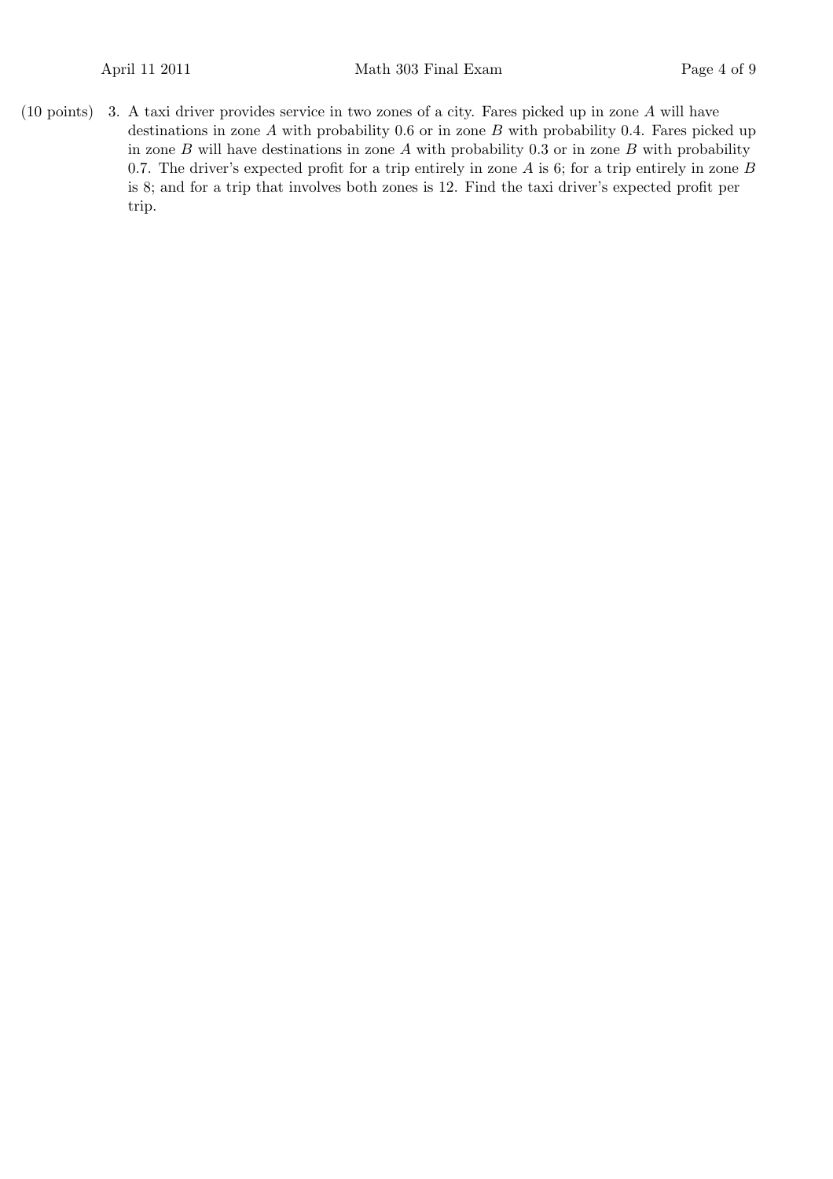(10 points) 3. A taxi driver provides service in two zones of a city. Fares picked up in zone $A$ will have destinations in zone $A$ with probability 0.6 or in zone $B$ with probability 0.4. Fares picked up in zone $B$ will have destinations in zone $A$ with probability 0.3 or in zone $B$ with probability 0.7. The driver's expected profit for a trip entirely in zone $A$ is 6; for a trip entirely in zone $B$ is 8; and for a trip that involves both zones is 12. Find the taxi driver's expected profit per trip.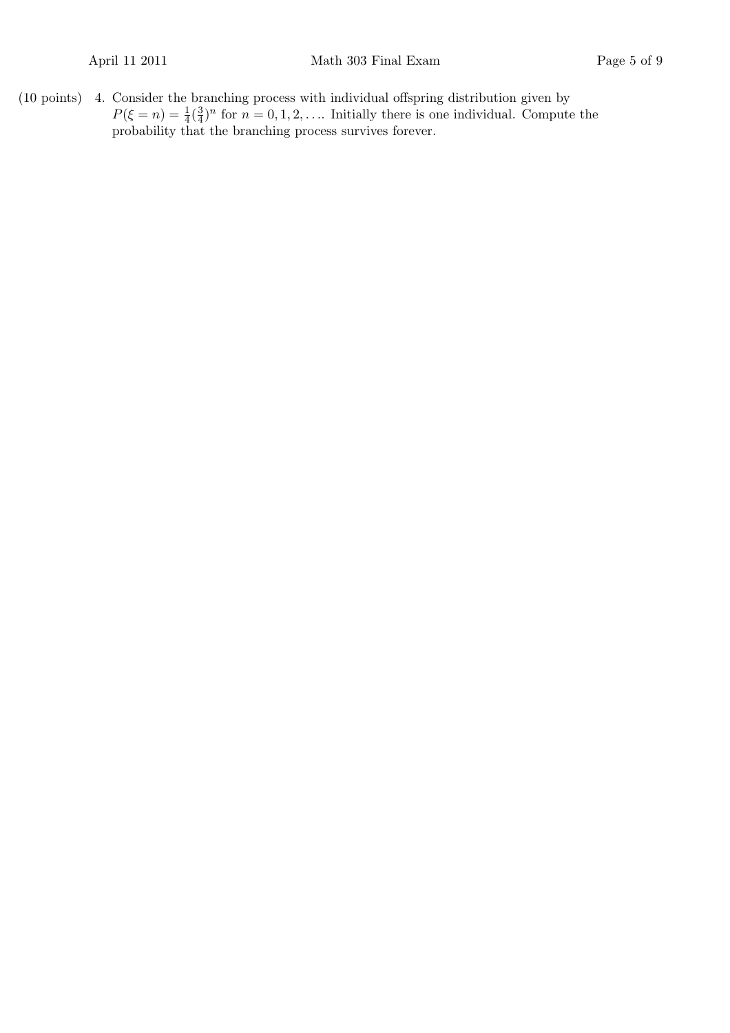(10 points) 4. Consider the branching process with individual offspring distribution given by $P(\xi = n) = \frac{1}{4}(\frac{3}{4})^n$ for $n = 0, 1, 2, \ldots$. Initially there is one individual. Compute the probability that the branching process survives forever.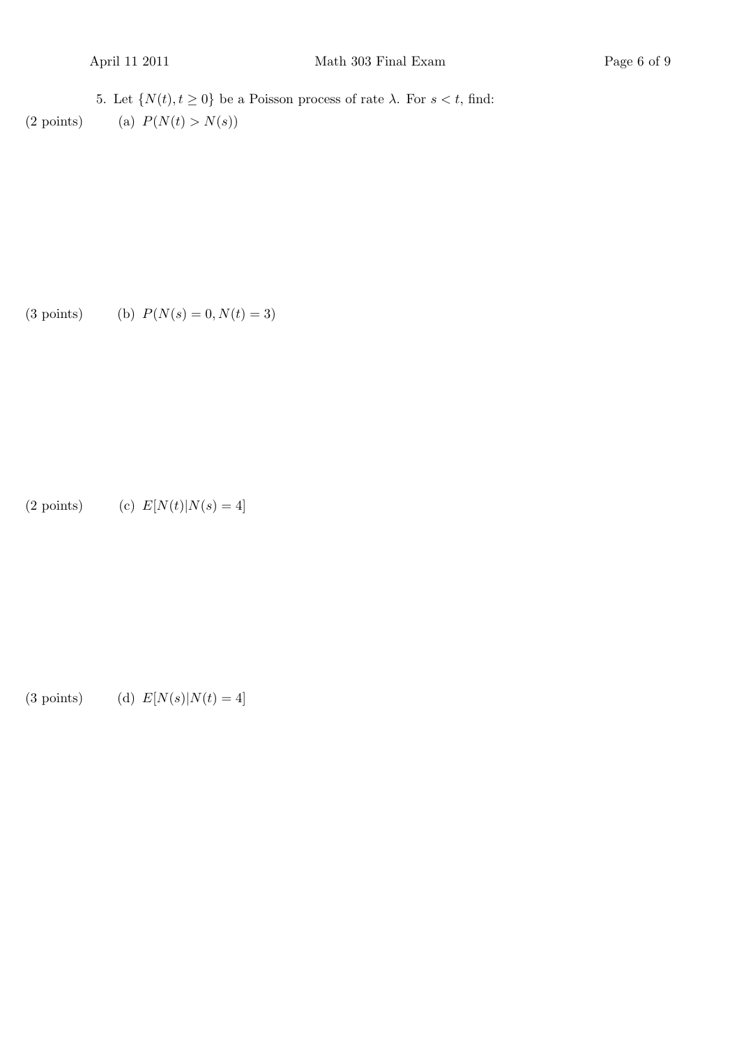5. Let $\{N(t), t \geq 0\}$ be a Poisson process of rate $\lambda$. For $s < t$, find:

(2 points) (a) $P(N(t) > N(s))$

(3 points) (b) $P(N(s) = 0, N(t) = 3)$

(2 points) (c) $E[N(t)|N(s) = 4]$

(3 points) (d) $E[N(s)|N(t) = 4]$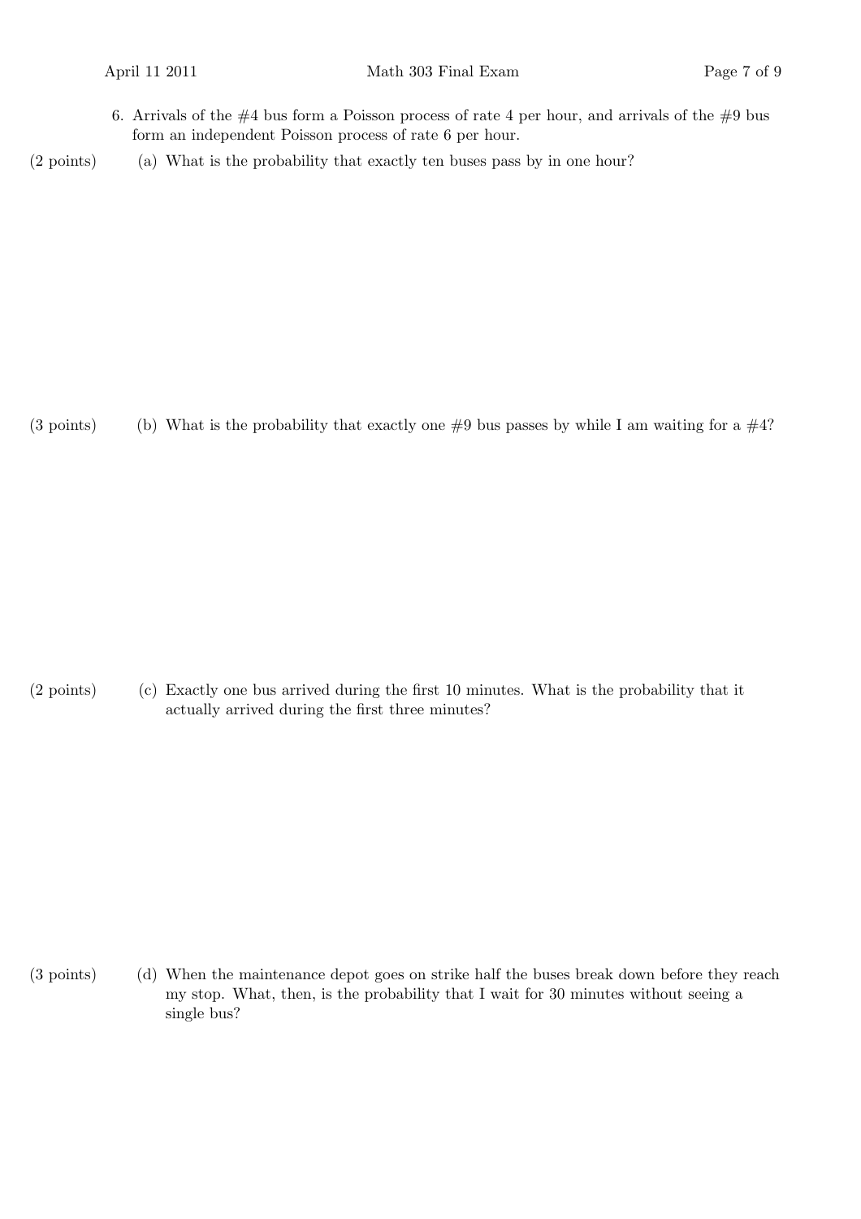6. Arrivals of the #4 bus form a Poisson process of rate 4 per hour, and arrivals of the #9 bus form an independent Poisson process of rate 6 per hour.

(2 points) (a) What is the probability that exactly ten buses pass by in one hour?

(3 points) (b) What is the probability that exactly one #9 bus passes by while I am waiting for a #4?

(2 points) (c) Exactly one bus arrived during the first 10 minutes. What is the probability that it actually arrived during the first three minutes?

(3 points) (d) When the maintenance depot goes on strike half the buses break down before they reach my stop. What, then, is the probability that I wait for 30 minutes without seeing a single bus?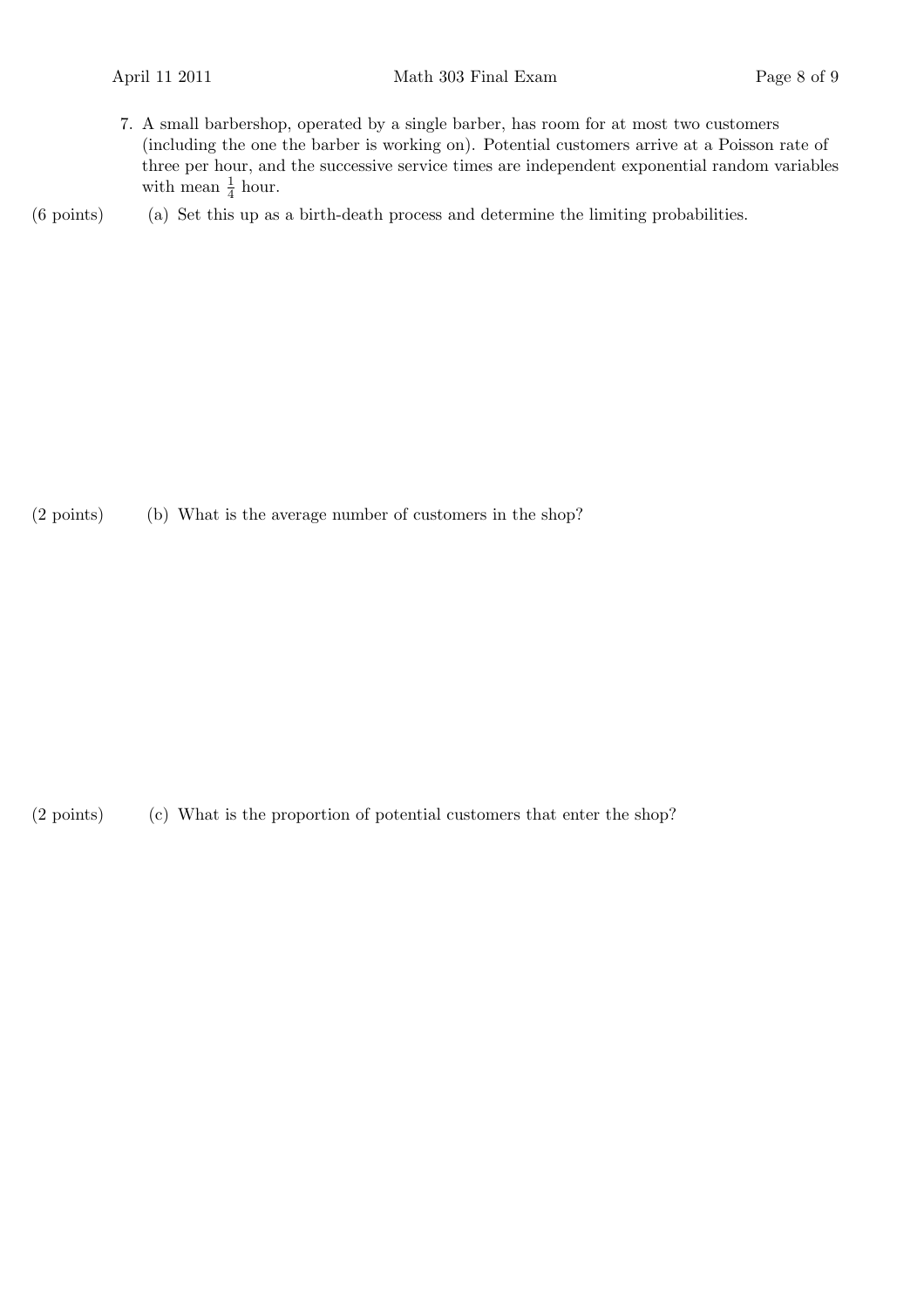7. A small barbershop, operated by a single barber, has room for at most two customers (including the one the barber is working on). Potential customers arrive at a Poisson rate of three per hour, and the successive service times are independent exponential random variables with mean $\frac{1}{4}$ hour.

(6 points) (a) Set this up as a birth-death process and determine the limiting probabilities.

(2 points) (b) What is the average number of customers in the shop?

(2 points) (c) What is the proportion of potential customers that enter the shop?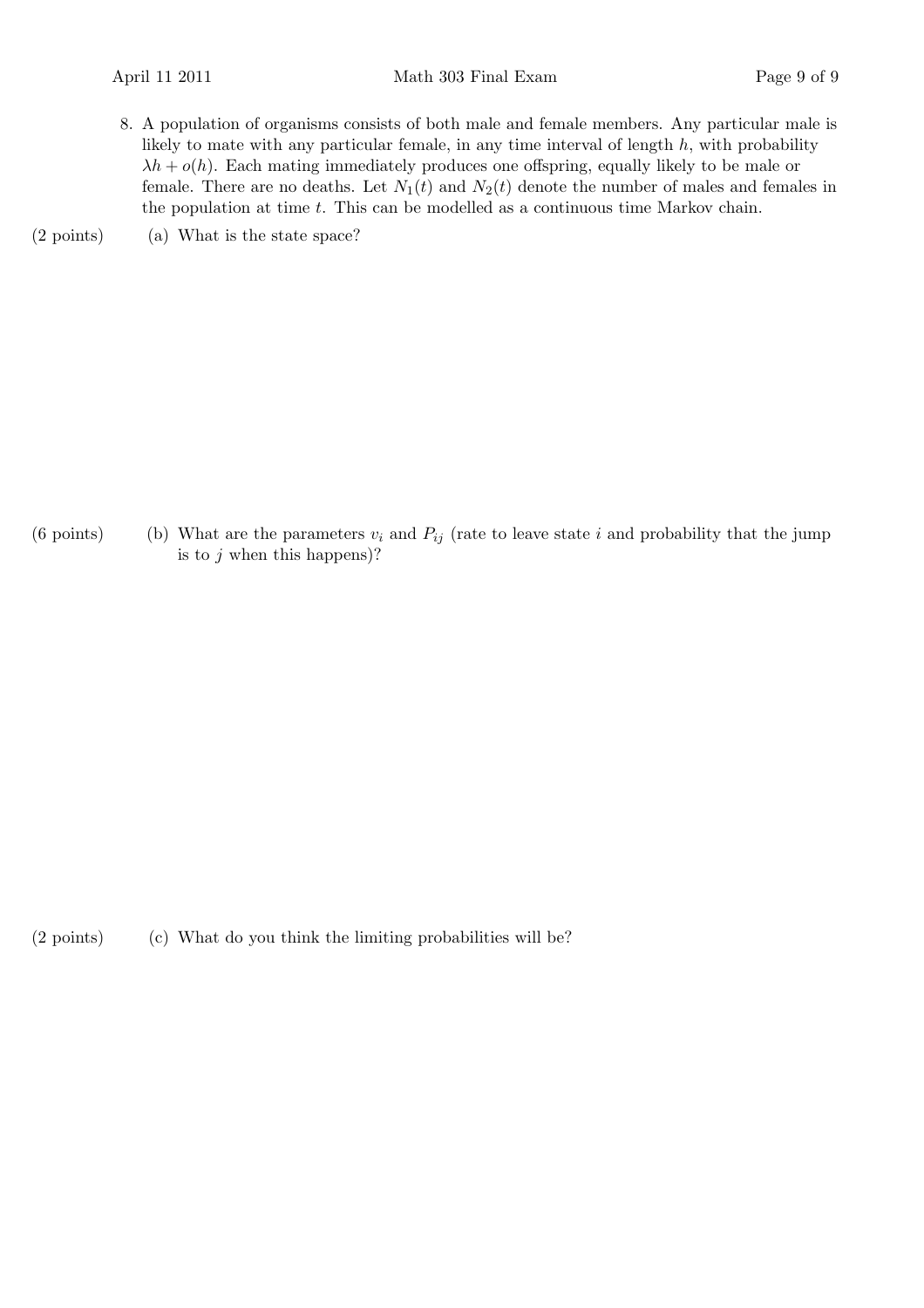8. A population of organisms consists of both male and female members. Any particular male is likely to mate with any particular female, in any time interval of length $h$, with probability $\lambda h + o(h)$. Each mating immediately produces one offspring, equally likely to be male or female. There are no deaths. Let $N_1(t)$ and $N_2(t)$ denote the number of males and females in the population at time $t$. This can be modelled as a continuous time Markov chain.

(2 points) (a) What is the state space?

(6 points) (b) What are the parameters $v_i$ and $P_{ij}$ (rate to leave state $i$ and probability that the jump is to $j$ when this happens)?

(2 points) (c) What do you think the limiting probabilities will be?